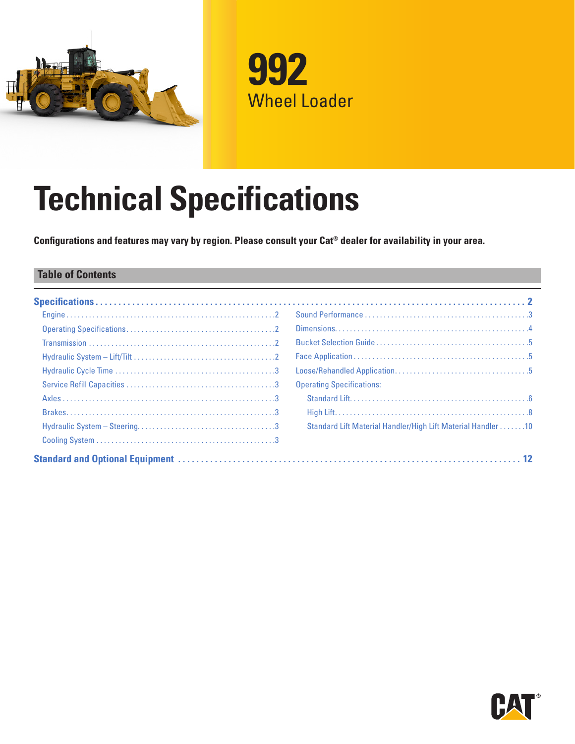# 992

## Wheel Loader

# Technical Specifications

**Configurations and features may vary by region. Please consult your Cat® dealer for availability in your area.**

## Table of Contents

**Specifications** .......... 2

- Engine .......... 2
- Operating Specifications .......... 2
- Transmission .......... 2
- Hydraulic System – Lift/Tilt .......... 2
- Hydraulic Cycle Time .......... 3
- Service Refill Capacities .......... 3
- Axles .......... 3
- Brakes .......... 3
- Hydraulic System – Steering .......... 3
- Cooling System .......... 3
- Sound Performance .......... 3
- Dimensions .......... 4
- Bucket Selection Guide .......... 5
- Face Application .......... 5
- Loose/Rehandled Application .......... 5
- Operating Specifications:
  - Standard Lift .......... 6
  - High Lift .......... 8
  - Standard Lift Material Handler/High Lift Material Handler .......... 10

**Standard and Optional Equipment** .......... 12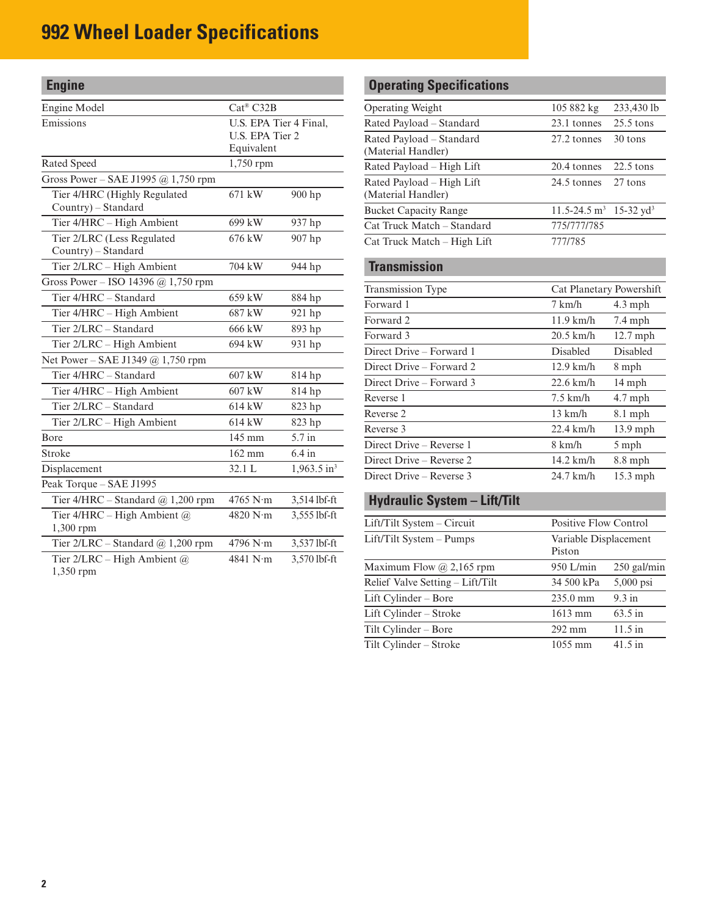# 992 Wheel Loader Specifications

## Engine

| | | |
|---|---|---|
| Engine Model | Cat® C32B | |
| Emissions | U.S. EPA Tier 4 Final, U.S. EPA Tier 2 Equivalent | |
| Rated Speed | 1,750 rpm | |
| Gross Power – SAE J1995 @ 1,750 rpm | | |
| Tier 4/HRC (Highly Regulated Country) – Standard | 671 kW | 900 hp |
| Tier 4/HRC – High Ambient | 699 kW | 937 hp |
| Tier 2/LRC (Less Regulated Country) – Standard | 676 kW | 907 hp |
| Tier 2/LRC – High Ambient | 704 kW | 944 hp |
| Gross Power – ISO 14396 @ 1,750 rpm | | |
| Tier 4/HRC – Standard | 659 kW | 884 hp |
| Tier 4/HRC – High Ambient | 687 kW | 921 hp |
| Tier 2/LRC – Standard | 666 kW | 893 hp |
| Tier 2/LRC – High Ambient | 694 kW | 931 hp |
| Net Power – SAE J1349 @ 1,750 rpm | | |
| Tier 4/HRC – Standard | 607 kW | 814 hp |
| Tier 4/HRC – High Ambient | 607 kW | 814 hp |
| Tier 2/LRC – Standard | 614 kW | 823 hp |
| Tier 2/LRC – High Ambient | 614 kW | 823 hp |
| Bore | 145 mm | 5.7 in |
| Stroke | 162 mm | 6.4 in |
| Displacement | 32.1 L | 1,963.5 in³ |
| Peak Torque – SAE J1995 | | |
| Tier 4/HRC – Standard @ 1,200 rpm | 4765 N·m | 3,514 lbf-ft |
| Tier 4/HRC – High Ambient @ 1,300 rpm | 4820 N·m | 3,555 lbf-ft |
| Tier 2/LRC – Standard @ 1,200 rpm | 4796 N·m | 3,537 lbf-ft |
| Tier 2/LRC – High Ambient @ 1,350 rpm | 4841 N·m | 3,570 lbf-ft |

## Operating Specifications

| | | |
|---|---|---|
| Operating Weight | 105 882 kg | 233,430 lb |
| Rated Payload – Standard | 23.1 tonnes | 25.5 tons |
| Rated Payload – Standard (Material Handler) | 27.2 tonnes | 30 tons |
| Rated Payload – High Lift | 20.4 tonnes | 22.5 tons |
| Rated Payload – High Lift (Material Handler) | 24.5 tonnes | 27 tons |
| Bucket Capacity Range | 11.5-24.5 m³ | 15-32 yd³ |
| Cat Truck Match – Standard | 775/777/785 | |
| Cat Truck Match – High Lift | 777/785 | |

## Transmission

| | | |
|---|---|---|
| Transmission Type | Cat Planetary Powershift | |
| Forward 1 | 7 km/h | 4.3 mph |
| Forward 2 | 11.9 km/h | 7.4 mph |
| Forward 3 | 20.5 km/h | 12.7 mph |
| Direct Drive – Forward 1 | Disabled | Disabled |
| Direct Drive – Forward 2 | 12.9 km/h | 8 mph |
| Direct Drive – Forward 3 | 22.6 km/h | 14 mph |
| Reverse 1 | 7.5 km/h | 4.7 mph |
| Reverse 2 | 13 km/h | 8.1 mph |
| Reverse 3 | 22.4 km/h | 13.9 mph |
| Direct Drive – Reverse 1 | 8 km/h | 5 mph |
| Direct Drive – Reverse 2 | 14.2 km/h | 8.8 mph |
| Direct Drive – Reverse 3 | 24.7 km/h | 15.3 mph |

## Hydraulic System – Lift/Tilt

| | | |
|---|---|---|
| Lift/Tilt System – Circuit | Positive Flow Control | |
| Lift/Tilt System – Pumps | Variable Displacement Piston | |
| Maximum Flow @ 2,165 rpm | 950 L/min | 250 gal/min |
| Relief Valve Setting – Lift/Tilt | 34 500 kPa | 5,000 psi |
| Lift Cylinder – Bore | 235.0 mm | 9.3 in |
| Lift Cylinder – Stroke | 1613 mm | 63.5 in |
| Tilt Cylinder – Bore | 292 mm | 11.5 in |
| Tilt Cylinder – Stroke | 1055 mm | 41.5 in |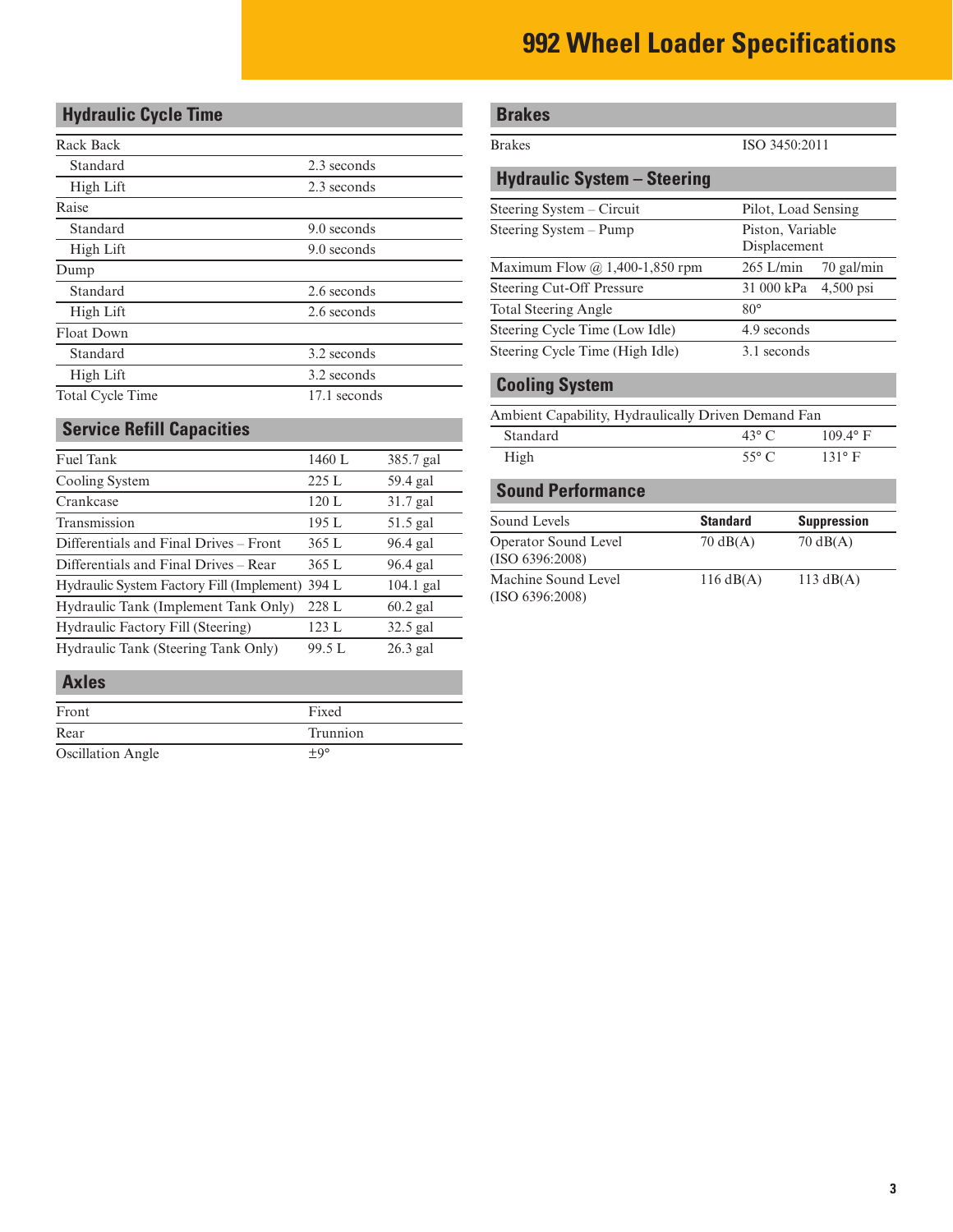# 992 Wheel Loader Specifications

## Hydraulic Cycle Time

| | |
|---|---|
| Rack Back | |
| Standard | 2.3 seconds |
| High Lift | 2.3 seconds |
| Raise | |
| Standard | 9.0 seconds |
| High Lift | 9.0 seconds |
| Dump | |
| Standard | 2.6 seconds |
| High Lift | 2.6 seconds |
| Float Down | |
| Standard | 3.2 seconds |
| High Lift | 3.2 seconds |
| Total Cycle Time | 17.1 seconds |

## Service Refill Capacities

| | | |
|---|---|---|
| Fuel Tank | 1460 L | 385.7 gal |
| Cooling System | 225 L | 59.4 gal |
| Crankcase | 120 L | 31.7 gal |
| Transmission | 195 L | 51.5 gal |
| Differentials and Final Drives – Front | 365 L | 96.4 gal |
| Differentials and Final Drives – Rear | 365 L | 96.4 gal |
| Hydraulic System Factory Fill (Implement) | 394 L | 104.1 gal |
| Hydraulic Tank (Implement Tank Only) | 228 L | 60.2 gal |
| Hydraulic Factory Fill (Steering) | 123 L | 32.5 gal |
| Hydraulic Tank (Steering Tank Only) | 99.5 L | 26.3 gal |

## Axles

| | |
|---|---|
| Front | Fixed |
| Rear | Trunnion |
| Oscillation Angle | ±9° |

## Brakes

| | |
|---|---|
| Brakes | ISO 3450:2011 |

## Hydraulic System – Steering

| | | |
|---|---|---|
| Steering System – Circuit | Pilot, Load Sensing | |
| Steering System – Pump | Piston, Variable Displacement | |
| Maximum Flow @ 1,400-1,850 rpm | 265 L/min | 70 gal/min |
| Steering Cut-Off Pressure | 31 000 kPa | 4,500 psi |
| Total Steering Angle | 80° | |
| Steering Cycle Time (Low Idle) | 4.9 seconds | |
| Steering Cycle Time (High Idle) | 3.1 seconds | |

## Cooling System

| | | |
|---|---|---|
| Ambient Capability, Hydraulically Driven Demand Fan | | |
| Standard | 43° C | 109.4° F |
| High | 55° C | 131° F |

## Sound Performance

| Sound Levels | **Standard** | **Suppression** |
|---|---|---|
| Operator Sound Level (ISO 6396:2008) | 70 dB(A) | 70 dB(A) |
| Machine Sound Level (ISO 6396:2008) | 116 dB(A) | 113 dB(A) |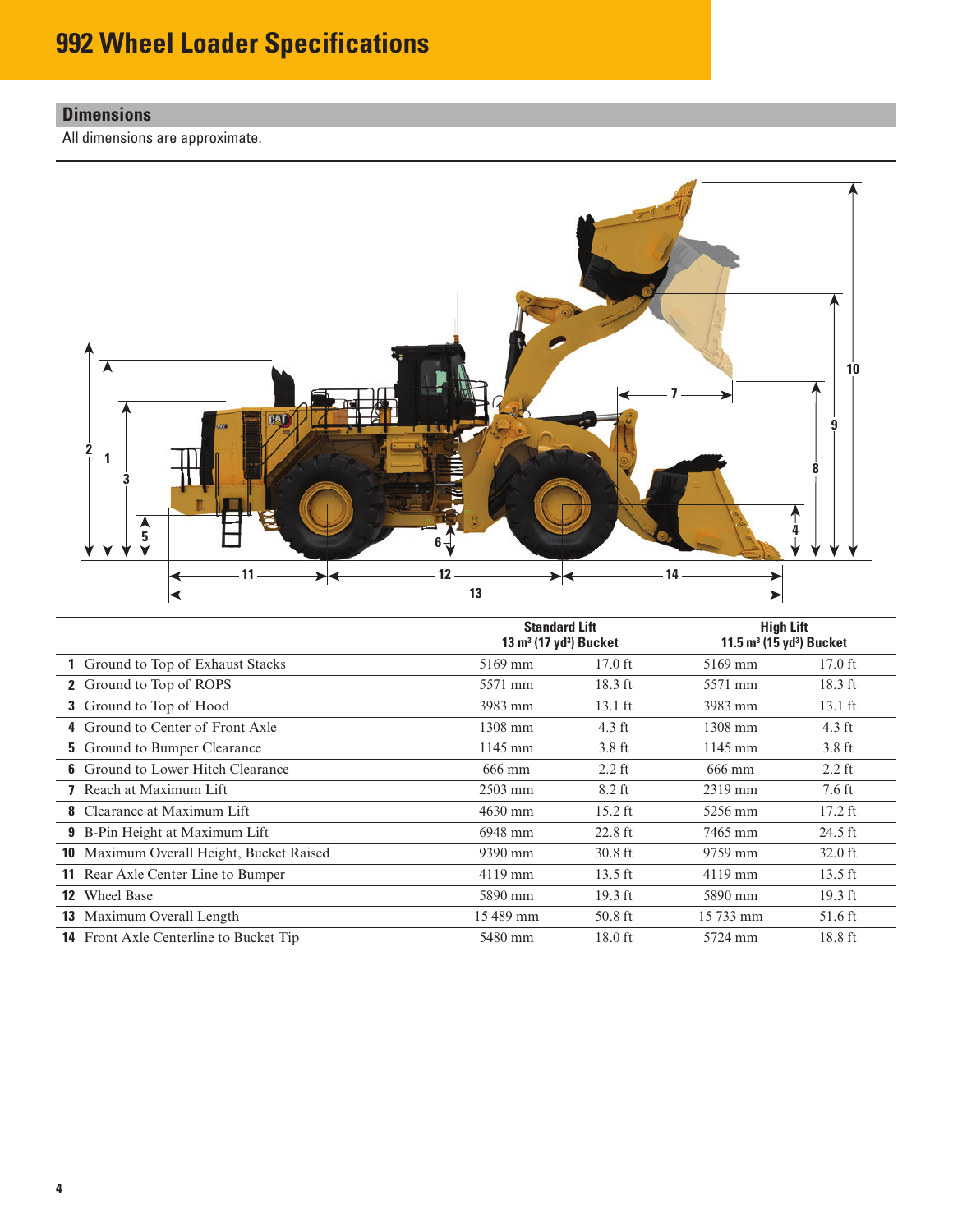# 992 Wheel Loader Specifications

## Dimensions

All dimensions are approximate.

| | | Standard Lift 13 m³ (17 yd³) Bucket | | High Lift 11.5 m³ (15 yd³) Bucket | |
|---|---|---|---|---|---|
| **1** | Ground to Top of Exhaust Stacks | 5169 mm | 17.0 ft | 5169 mm | 17.0 ft |
| **2** | Ground to Top of ROPS | 5571 mm | 18.3 ft | 5571 mm | 18.3 ft |
| **3** | Ground to Top of Hood | 3983 mm | 13.1 ft | 3983 mm | 13.1 ft |
| **4** | Ground to Center of Front Axle | 1308 mm | 4.3 ft | 1308 mm | 4.3 ft |
| **5** | Ground to Bumper Clearance | 1145 mm | 3.8 ft | 1145 mm | 3.8 ft |
| **6** | Ground to Lower Hitch Clearance | 666 mm | 2.2 ft | 666 mm | 2.2 ft |
| **7** | Reach at Maximum Lift | 2503 mm | 8.2 ft | 2319 mm | 7.6 ft |
| **8** | Clearance at Maximum Lift | 4630 mm | 15.2 ft | 5256 mm | 17.2 ft |
| **9** | B-Pin Height at Maximum Lift | 6948 mm | 22.8 ft | 7465 mm | 24.5 ft |
| **10** | Maximum Overall Height, Bucket Raised | 9390 mm | 30.8 ft | 9759 mm | 32.0 ft |
| **11** | Rear Axle Center Line to Bumper | 4119 mm | 13.5 ft | 4119 mm | 13.5 ft |
| **12** | Wheel Base | 5890 mm | 19.3 ft | 5890 mm | 19.3 ft |
| **13** | Maximum Overall Length | 15 489 mm | 50.8 ft | 15 733 mm | 51.6 ft |
| **14** | Front Axle Centerline to Bucket Tip | 5480 mm | 18.0 ft | 5724 mm | 18.8 ft |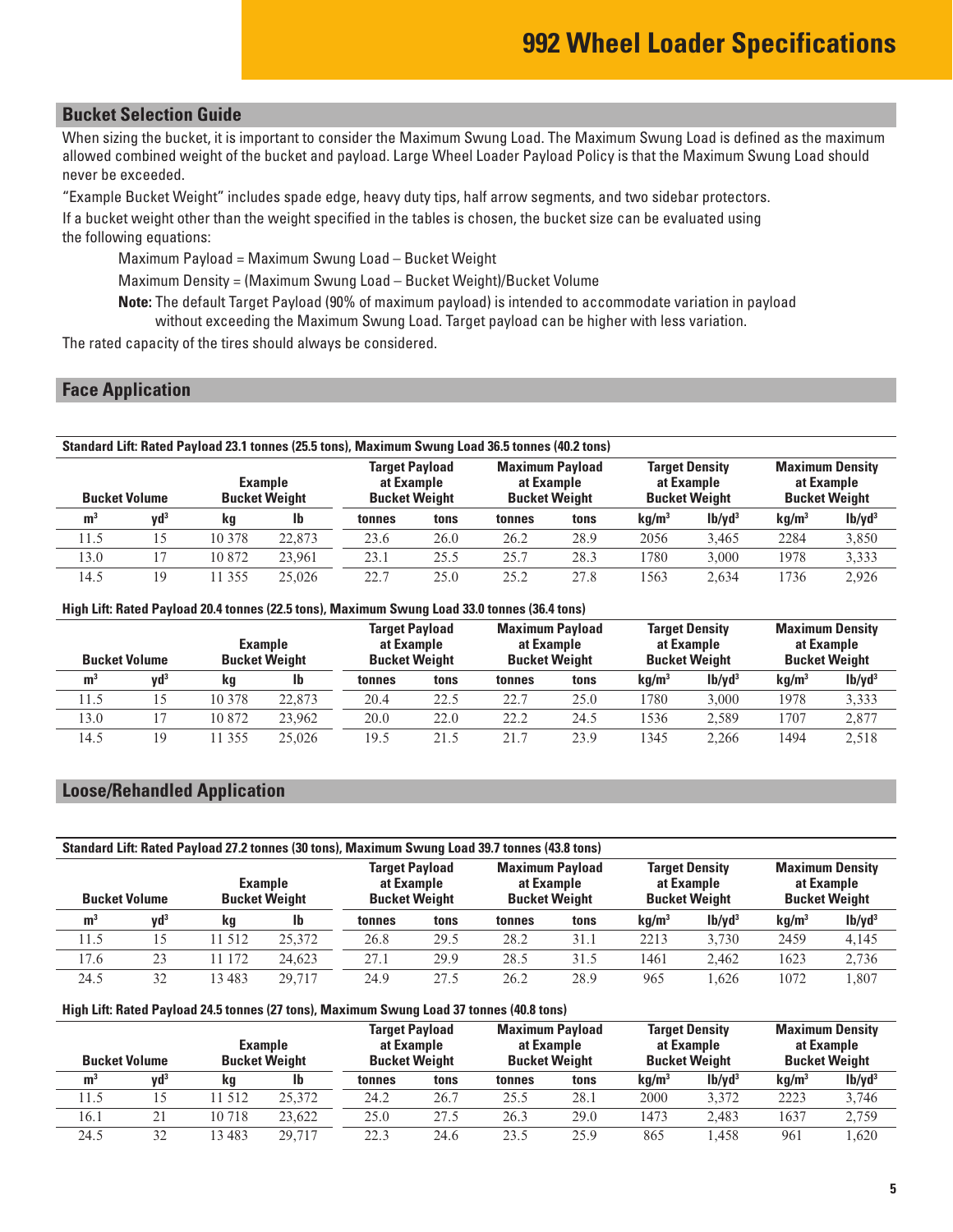# 992 Wheel Loader Specifications

## Bucket Selection Guide

When sizing the bucket, it is important to consider the Maximum Swung Load. The Maximum Swung Load is defined as the maximum allowed combined weight of the bucket and payload. Large Wheel Loader Payload Policy is that the Maximum Swung Load should never be exceeded.

"Example Bucket Weight" includes spade edge, heavy duty tips, half arrow segments, and two sidebar protectors.

If a bucket weight other than the weight specified in the tables is chosen, the bucket size can be evaluated using the following equations:

Maximum Payload = Maximum Swung Load – Bucket Weight

Maximum Density = (Maximum Swung Load – Bucket Weight)/Bucket Volume

**Note:** The default Target Payload (90% of maximum payload) is intended to accommodate variation in payload without exceeding the Maximum Swung Load. Target payload can be higher with less variation.

The rated capacity of the tires should always be considered.

## Face Application

**Standard Lift: Rated Payload 23.1 tonnes (25.5 tons), Maximum Swung Load 36.5 tonnes (40.2 tons)**

| Bucket Volume | | Example Bucket Weight | | Target Payload at Example Bucket Weight | | Maximum Payload at Example Bucket Weight | | Target Density at Example Bucket Weight | | Maximum Density at Example Bucket Weight | |
|---|---|---|---|---|---|---|---|---|---|---|---|
| $m^3$ | $yd^3$ | kg | lb | tonnes | tons | tonnes | tons | $kg/m^3$ | $lb/yd^3$ | $kg/m^3$ | $lb/yd^3$ |
| 11.5 | 15 | 10 378 | 22,873 | 23.6 | 26.0 | 26.2 | 28.9 | 2056 | 3,465 | 2284 | 3,850 |
| 13.0 | 17 | 10 872 | 23,961 | 23.1 | 25.5 | 25.7 | 28.3 | 1780 | 3,000 | 1978 | 3,333 |
| 14.5 | 19 | 11 355 | 25,026 | 22.7 | 25.0 | 25.2 | 27.8 | 1563 | 2,634 | 1736 | 2,926 |

**High Lift: Rated Payload 20.4 tonnes (22.5 tons), Maximum Swung Load 33.0 tonnes (36.4 tons)**

| Bucket Volume | | Example Bucket Weight | | Target Payload at Example Bucket Weight | | Maximum Payload at Example Bucket Weight | | Target Density at Example Bucket Weight | | Maximum Density at Example Bucket Weight | |
|---|---|---|---|---|---|---|---|---|---|---|---|
| $m^3$ | $yd^3$ | kg | lb | tonnes | tons | tonnes | tons | $kg/m^3$ | $lb/yd^3$ | $kg/m^3$ | $lb/yd^3$ |
| 11.5 | 15 | 10 378 | 22,873 | 20.4 | 22.5 | 22.7 | 25.0 | 1780 | 3,000 | 1978 | 3,333 |
| 13.0 | 17 | 10 872 | 23,962 | 20.0 | 22.0 | 22.2 | 24.5 | 1536 | 2,589 | 1707 | 2,877 |
| 14.5 | 19 | 11 355 | 25,026 | 19.5 | 21.5 | 21.7 | 23.9 | 1345 | 2,266 | 1494 | 2,518 |

## Loose/Rehandled Application

**Standard Lift: Rated Payload 27.2 tonnes (30 tons), Maximum Swung Load 39.7 tonnes (43.8 tons)**

| Bucket Volume | | Example Bucket Weight | | Target Payload at Example Bucket Weight | | Maximum Payload at Example Bucket Weight | | Target Density at Example Bucket Weight | | Maximum Density at Example Bucket Weight | |
|---|---|---|---|---|---|---|---|---|---|---|---|
| $m^3$ | $yd^3$ | kg | lb | tonnes | tons | tonnes | tons | $kg/m^3$ | $lb/yd^3$ | $kg/m^3$ | $lb/yd^3$ |
| 11.5 | 15 | 11 512 | 25,372 | 26.8 | 29.5 | 28.2 | 31.1 | 2213 | 3,730 | 2459 | 4,145 |
| 17.6 | 23 | 11 172 | 24,623 | 27.1 | 29.9 | 28.5 | 31.5 | 1461 | 2,462 | 1623 | 2,736 |
| 24.5 | 32 | 13 483 | 29,717 | 24.9 | 27.5 | 26.2 | 28.9 | 965 | 1,626 | 1072 | 1,807 |

**High Lift: Rated Payload 24.5 tonnes (27 tons), Maximum Swung Load 37 tonnes (40.8 tons)**

| Bucket Volume | | Example Bucket Weight | | Target Payload at Example Bucket Weight | | Maximum Payload at Example Bucket Weight | | Target Density at Example Bucket Weight | | Maximum Density at Example Bucket Weight | |
|---|---|---|---|---|---|---|---|---|---|---|---|
| $m^3$ | $yd^3$ | kg | lb | tonnes | tons | tonnes | tons | $kg/m^3$ | $lb/yd^3$ | $kg/m^3$ | $lb/yd^3$ |
| 11.5 | 15 | 11 512 | 25,372 | 24.2 | 26.7 | 25.5 | 28.1 | 2000 | 3,372 | 2223 | 3,746 |
| 16.1 | 21 | 10 718 | 23,622 | 25.0 | 27.5 | 26.3 | 29.0 | 1473 | 2,483 | 1637 | 2,759 |
| 24.5 | 32 | 13 483 | 29,717 | 22.3 | 24.6 | 23.5 | 25.9 | 865 | 1,458 | 961 | 1,620 |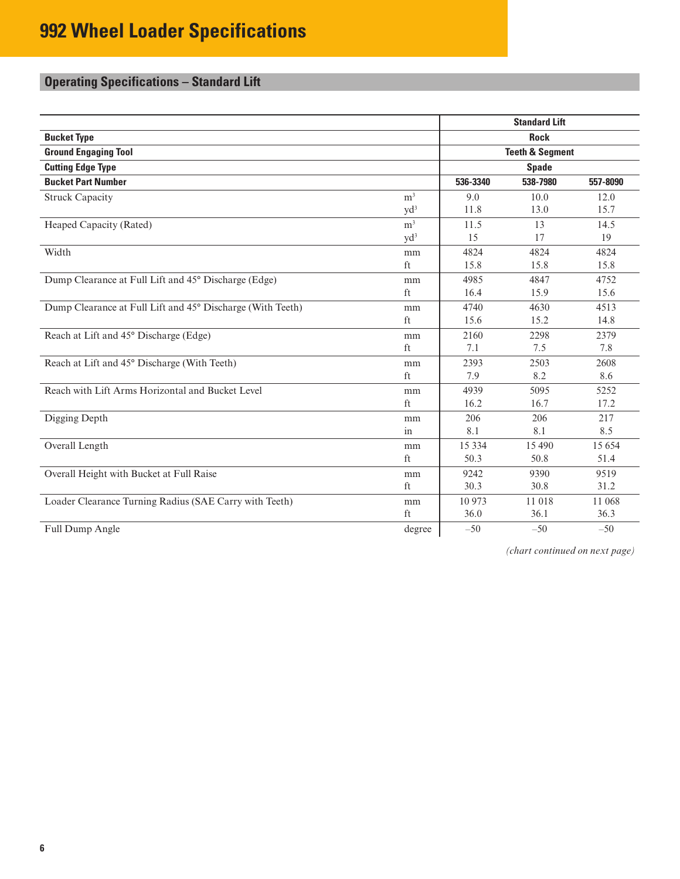# 992 Wheel Loader Specifications

## Operating Specifications – Standard Lift

| | | Standard Lift | | |
|---|---|---|---|---|
| **Bucket Type** | | **Rock** | | |
| **Ground Engaging Tool** | | **Teeth & Segment** | | |
| **Cutting Edge Type** | | **Spade** | | |
| **Bucket Part Number** | | **536-3340** | **538-7980** | **557-8090** |
| Struck Capacity | $m^3$ | 9.0 | 10.0 | 12.0 |
| | $yd^3$ | 11.8 | 13.0 | 15.7 |
| Heaped Capacity (Rated) | $m^3$ | 11.5 | 13 | 14.5 |
| | $yd^3$ | 15 | 17 | 19 |
| Width | mm | 4824 | 4824 | 4824 |
| | ft | 15.8 | 15.8 | 15.8 |
| Dump Clearance at Full Lift and 45° Discharge (Edge) | mm | 4985 | 4847 | 4752 |
| | ft | 16.4 | 15.9 | 15.6 |
| Dump Clearance at Full Lift and 45° Discharge (With Teeth) | mm | 4740 | 4630 | 4513 |
| | ft | 15.6 | 15.2 | 14.8 |
| Reach at Lift and 45° Discharge (Edge) | mm | 2160 | 2298 | 2379 |
| | ft | 7.1 | 7.5 | 7.8 |
| Reach at Lift and 45° Discharge (With Teeth) | mm | 2393 | 2503 | 2608 |
| | ft | 7.9 | 8.2 | 8.6 |
| Reach with Lift Arms Horizontal and Bucket Level | mm | 4939 | 5095 | 5252 |
| | ft | 16.2 | 16.7 | 17.2 |
| Digging Depth | mm | 206 | 206 | 217 |
| | in | 8.1 | 8.1 | 8.5 |
| Overall Length | mm | 15 334 | 15 490 | 15 654 |
| | ft | 50.3 | 50.8 | 51.4 |
| Overall Height with Bucket at Full Raise | mm | 9242 | 9390 | 9519 |
| | ft | 30.3 | 30.8 | 31.2 |
| Loader Clearance Turning Radius (SAE Carry with Teeth) | mm | 10 973 | 11 018 | 11 068 |
| | ft | 36.0 | 36.1 | 36.3 |
| Full Dump Angle | degree | –50 | –50 | –50 |

*(chart continued on next page)*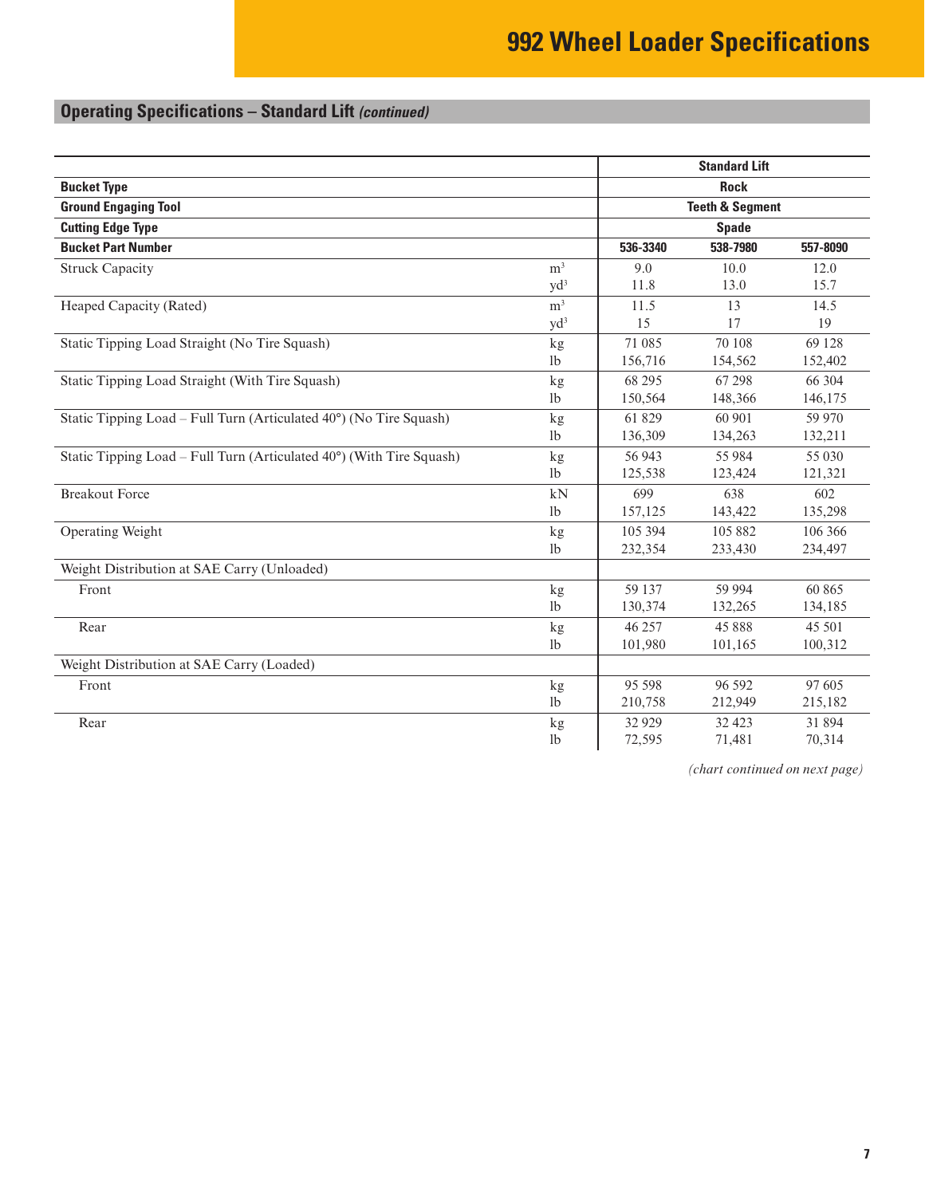# 992 Wheel Loader Specifications

## Operating Specifications – Standard Lift *(continued)*

| | | Standard Lift | | |
|---|---|---|---|---|
| **Bucket Type** | | **Rock** | | |
| **Ground Engaging Tool** | | **Teeth & Segment** | | |
| **Cutting Edge Type** | | **Spade** | | |
| **Bucket Part Number** | | **536-3340** | **538-7980** | **557-8090** |
| Struck Capacity | m³ | 9.0 | 10.0 | 12.0 |
| | yd³ | 11.8 | 13.0 | 15.7 |
| Heaped Capacity (Rated) | m³ | 11.5 | 13 | 14.5 |
| | yd³ | 15 | 17 | 19 |
| Static Tipping Load Straight (No Tire Squash) | kg | 71 085 | 70 108 | 69 128 |
| | lb | 156,716 | 154,562 | 152,402 |
| Static Tipping Load Straight (With Tire Squash) | kg | 68 295 | 67 298 | 66 304 |
| | lb | 150,564 | 148,366 | 146,175 |
| Static Tipping Load – Full Turn (Articulated 40°) (No Tire Squash) | kg | 61 829 | 60 901 | 59 970 |
| | lb | 136,309 | 134,263 | 132,211 |
| Static Tipping Load – Full Turn (Articulated 40°) (With Tire Squash) | kg | 56 943 | 55 984 | 55 030 |
| | lb | 125,538 | 123,424 | 121,321 |
| Breakout Force | kN | 699 | 638 | 602 |
| | lb | 157,125 | 143,422 | 135,298 |
| Operating Weight | kg | 105 394 | 105 882 | 106 366 |
| | lb | 232,354 | 233,430 | 234,497 |
| Weight Distribution at SAE Carry (Unloaded) | | | | |
| Front | kg | 59 137 | 59 994 | 60 865 |
| | lb | 130,374 | 132,265 | 134,185 |
| Rear | kg | 46 257 | 45 888 | 45 501 |
| | lb | 101,980 | 101,165 | 100,312 |
| Weight Distribution at SAE Carry (Loaded) | | | | |
| Front | kg | 95 598 | 96 592 | 97 605 |
| | lb | 210,758 | 212,949 | 215,182 |
| Rear | kg | 32 929 | 32 423 | 31 894 |
| | lb | 72,595 | 71,481 | 70,314 |

*(chart continued on next page)*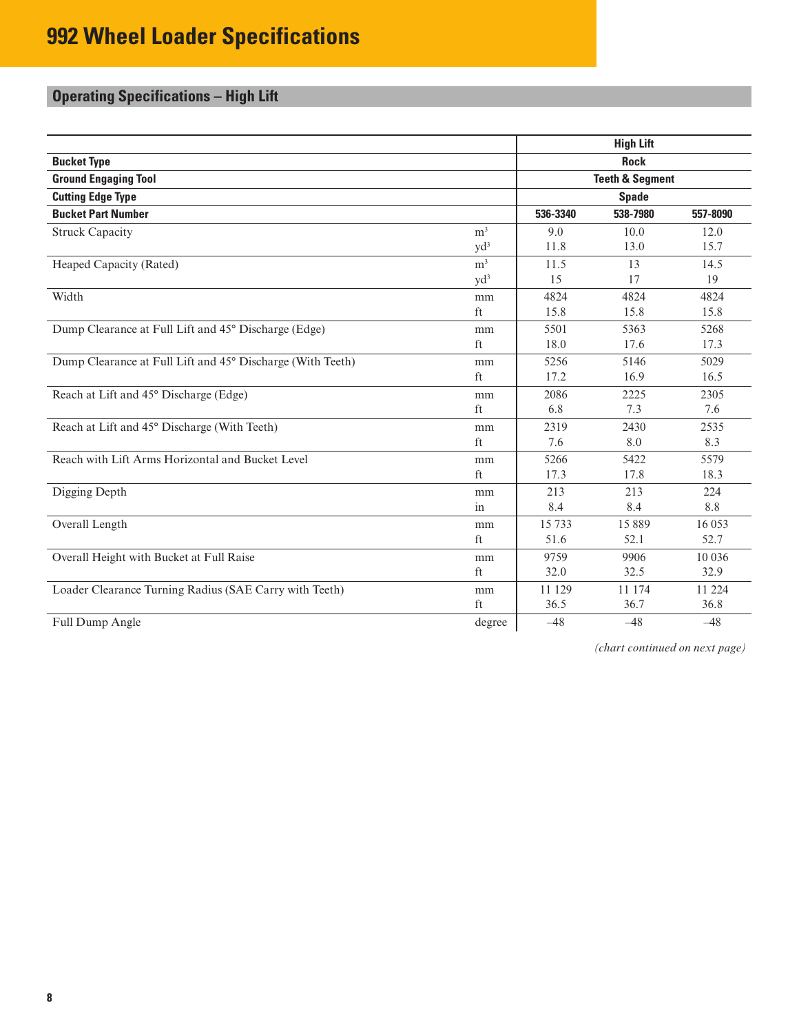# 992 Wheel Loader Specifications

## Operating Specifications – High Lift

| | | High Lift | | |
|---|---|---|---|---|
| **Bucket Type** | | **Rock** | | |
| **Ground Engaging Tool** | | **Teeth & Segment** | | |
| **Cutting Edge Type** | | **Spade** | | |
| **Bucket Part Number** | | **536-3340** | **538-7980** | **557-8090** |
| Struck Capacity | $m^3$ | 9.0 | 10.0 | 12.0 |
| | $yd^3$ | 11.8 | 13.0 | 15.7 |
| Heaped Capacity (Rated) | $m^3$ | 11.5 | 13 | 14.5 |
| | $yd^3$ | 15 | 17 | 19 |
| Width | mm | 4824 | 4824 | 4824 |
| | ft | 15.8 | 15.8 | 15.8 |
| Dump Clearance at Full Lift and 45° Discharge (Edge) | mm | 5501 | 5363 | 5268 |
| | ft | 18.0 | 17.6 | 17.3 |
| Dump Clearance at Full Lift and 45° Discharge (With Teeth) | mm | 5256 | 5146 | 5029 |
| | ft | 17.2 | 16.9 | 16.5 |
| Reach at Lift and 45° Discharge (Edge) | mm | 2086 | 2225 | 2305 |
| | ft | 6.8 | 7.3 | 7.6 |
| Reach at Lift and 45° Discharge (With Teeth) | mm | 2319 | 2430 | 2535 |
| | ft | 7.6 | 8.0 | 8.3 |
| Reach with Lift Arms Horizontal and Bucket Level | mm | 5266 | 5422 | 5579 |
| | ft | 17.3 | 17.8 | 18.3 |
| Digging Depth | mm | 213 | 213 | 224 |
| | in | 8.4 | 8.4 | 8.8 |
| Overall Length | mm | 15 733 | 15 889 | 16 053 |
| | ft | 51.6 | 52.1 | 52.7 |
| Overall Height with Bucket at Full Raise | mm | 9759 | 9906 | 10 036 |
| | ft | 32.0 | 32.5 | 32.9 |
| Loader Clearance Turning Radius (SAE Carry with Teeth) | mm | 11 129 | 11 174 | 11 224 |
| | ft | 36.5 | 36.7 | 36.8 |
| Full Dump Angle | degree | –48 | –48 | –48 |

*(chart continued on next page)*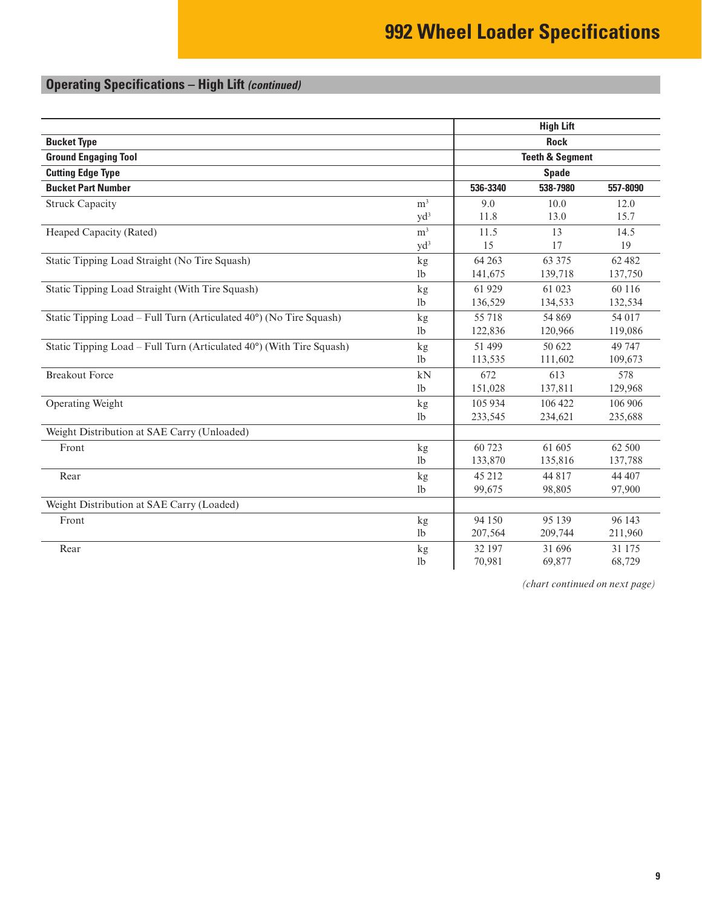# 992 Wheel Loader Specifications

## Operating Specifications – High Lift *(continued)*

| | | High Lift | | |
|---|---|---|---|---|
| **Bucket Type** | | **Rock** | | |
| **Ground Engaging Tool** | | **Teeth & Segment** | | |
| **Cutting Edge Type** | | **Spade** | | |
| **Bucket Part Number** | | **536-3340** | **538-7980** | **557-8090** |
| Struck Capacity | $m^3$ | 9.0 | 10.0 | 12.0 |
| | $yd^3$ | 11.8 | 13.0 | 15.7 |
| Heaped Capacity (Rated) | $m^3$ | 11.5 | 13 | 14.5 |
| | $yd^3$ | 15 | 17 | 19 |
| Static Tipping Load Straight (No Tire Squash) | kg | 64 263 | 63 375 | 62 482 |
| | lb | 141,675 | 139,718 | 137,750 |
| Static Tipping Load Straight (With Tire Squash) | kg | 61 929 | 61 023 | 60 116 |
| | lb | 136,529 | 134,533 | 132,534 |
| Static Tipping Load – Full Turn (Articulated 40°) (No Tire Squash) | kg | 55 718 | 54 869 | 54 017 |
| | lb | 122,836 | 120,966 | 119,086 |
| Static Tipping Load – Full Turn (Articulated 40°) (With Tire Squash) | kg | 51 499 | 50 622 | 49 747 |
| | lb | 113,535 | 111,602 | 109,673 |
| Breakout Force | kN | 672 | 613 | 578 |
| | lb | 151,028 | 137,811 | 129,968 |
| Operating Weight | kg | 105 934 | 106 422 | 106 906 |
| | lb | 233,545 | 234,621 | 235,688 |
| Weight Distribution at SAE Carry (Unloaded) | | | | |
| Front | kg | 60 723 | 61 605 | 62 500 |
| | lb | 133,870 | 135,816 | 137,788 |
| Rear | kg | 45 212 | 44 817 | 44 407 |
| | lb | 99,675 | 98,805 | 97,900 |
| Weight Distribution at SAE Carry (Loaded) | | | | |
| Front | kg | 94 150 | 95 139 | 96 143 |
| | lb | 207,564 | 209,744 | 211,960 |
| Rear | kg | 32 197 | 31 696 | 31 175 |
| | lb | 70,981 | 69,877 | 68,729 |

*(chart continued on next page)*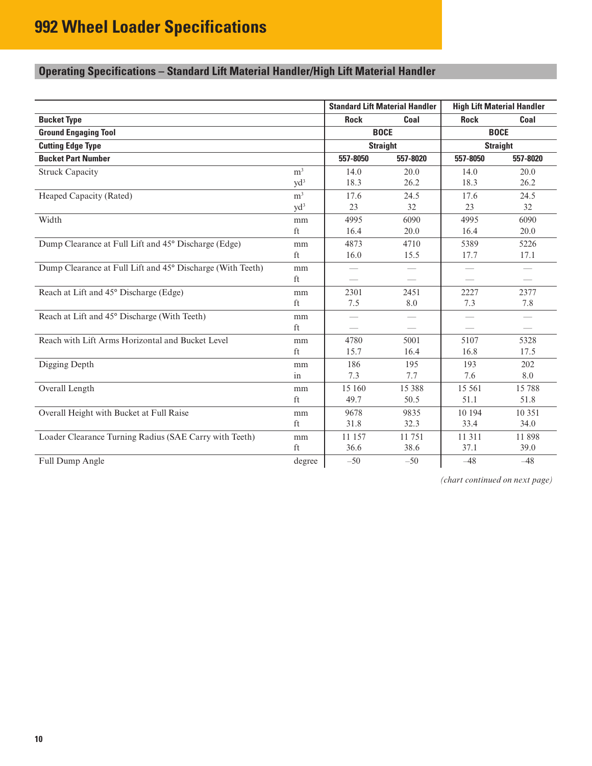# 992 Wheel Loader Specifications

## Operating Specifications – Standard Lift Material Handler/High Lift Material Handler

| | | Standard Lift Material Handler | | High Lift Material Handler | |
|---|---|---|---|---|---|
| **Bucket Type** | | **Rock** | **Coal** | **Rock** | **Coal** |
| **Ground Engaging Tool** | | **BOCE** | | **BOCE** | |
| **Cutting Edge Type** | | **Straight** | | **Straight** | |
| **Bucket Part Number** | | **557-8050** | **557-8020** | **557-8050** | **557-8020** |
| Struck Capacity | $m^3$ | 14.0 | 20.0 | 14.0 | 20.0 |
| | $yd^3$ | 18.3 | 26.2 | 18.3 | 26.2 |
| Heaped Capacity (Rated) | $m^3$ | 17.6 | 24.5 | 17.6 | 24.5 |
| | $yd^3$ | 23 | 32 | 23 | 32 |
| Width | mm | 4995 | 6090 | 4995 | 6090 |
| | ft | 16.4 | 20.0 | 16.4 | 20.0 |
| Dump Clearance at Full Lift and 45° Discharge (Edge) | mm | 4873 | 4710 | 5389 | 5226 |
| | ft | 16.0 | 15.5 | 17.7 | 17.1 |
| Dump Clearance at Full Lift and 45° Discharge (With Teeth) | mm | — | — | — | — |
| | ft | — | — | — | — |
| Reach at Lift and 45° Discharge (Edge) | mm | 2301 | 2451 | 2227 | 2377 |
| | ft | 7.5 | 8.0 | 7.3 | 7.8 |
| Reach at Lift and 45° Discharge (With Teeth) | mm | — | — | — | — |
| | ft | — | — | — | — |
| Reach with Lift Arms Horizontal and Bucket Level | mm | 4780 | 5001 | 5107 | 5328 |
| | ft | 15.7 | 16.4 | 16.8 | 17.5 |
| Digging Depth | mm | 186 | 195 | 193 | 202 |
| | in | 7.3 | 7.7 | 7.6 | 8.0 |
| Overall Length | mm | 15 160 | 15 388 | 15 561 | 15 788 |
| | ft | 49.7 | 50.5 | 51.1 | 51.8 |
| Overall Height with Bucket at Full Raise | mm | 9678 | 9835 | 10 194 | 10 351 |
| | ft | 31.8 | 32.3 | 33.4 | 34.0 |
| Loader Clearance Turning Radius (SAE Carry with Teeth) | mm | 11 157 | 11 751 | 11 311 | 11 898 |
| | ft | 36.6 | 38.6 | 37.1 | 39.0 |
| Full Dump Angle | degree | –50 | –50 | –48 | –48 |

*(chart continued on next page)*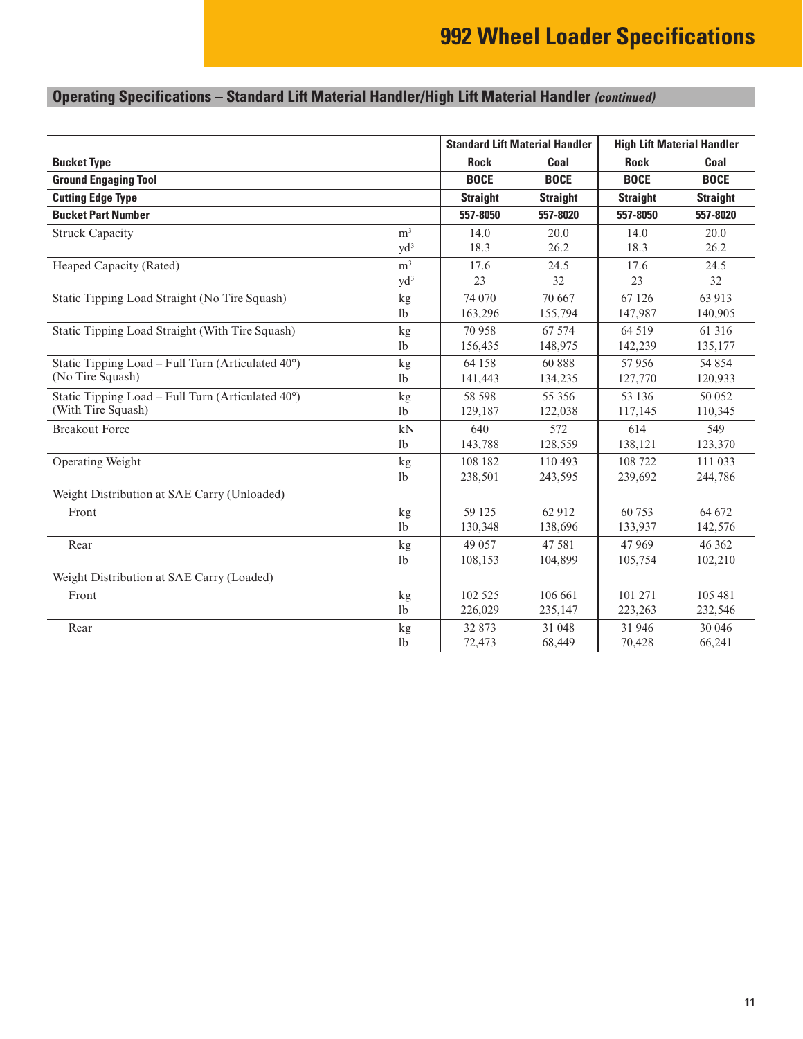# 992 Wheel Loader Specifications

## Operating Specifications – Standard Lift Material Handler/High Lift Material Handler *(continued)*

| | | Standard Lift Material Handler | | High Lift Material Handler | |
|---|---|---|---|---|---|
| **Bucket Type** | | **Rock** | **Coal** | **Rock** | **Coal** |
| **Ground Engaging Tool** | | **BOCE** | **BOCE** | **BOCE** | **BOCE** |
| **Cutting Edge Type** | | **Straight** | **Straight** | **Straight** | **Straight** |
| **Bucket Part Number** | | **557-8050** | **557-8020** | **557-8050** | **557-8020** |
| Struck Capacity | $m^3$ | 14.0 | 20.0 | 14.0 | 20.0 |
| | $yd^3$ | 18.3 | 26.2 | 18.3 | 26.2 |
| Heaped Capacity (Rated) | $m^3$ | 17.6 | 24.5 | 17.6 | 24.5 |
| | $yd^3$ | 23 | 32 | 23 | 32 |
| Static Tipping Load Straight (No Tire Squash) | kg | 74 070 | 70 667 | 67 126 | 63 913 |
| | lb | 163,296 | 155,794 | 147,987 | 140,905 |
| Static Tipping Load Straight (With Tire Squash) | kg | 70 958 | 67 574 | 64 519 | 61 316 |
| | lb | 156,435 | 148,975 | 142,239 | 135,177 |
| Static Tipping Load – Full Turn (Articulated 40°) (No Tire Squash) | kg | 64 158 | 60 888 | 57 956 | 54 854 |
| | lb | 141,443 | 134,235 | 127,770 | 120,933 |
| Static Tipping Load – Full Turn (Articulated 40°) (With Tire Squash) | kg | 58 598 | 55 356 | 53 136 | 50 052 |
| | lb | 129,187 | 122,038 | 117,145 | 110,345 |
| Breakout Force | kN | 640 | 572 | 614 | 549 |
| | lb | 143,788 | 128,559 | 138,121 | 123,370 |
| Operating Weight | kg | 108 182 | 110 493 | 108 722 | 111 033 |
| | lb | 238,501 | 243,595 | 239,692 | 244,786 |
| Weight Distribution at SAE Carry (Unloaded) | | | | | |
| Front | kg | 59 125 | 62 912 | 60 753 | 64 672 |
| | lb | 130,348 | 138,696 | 133,937 | 142,576 |
| Rear | kg | 49 057 | 47 581 | 47 969 | 46 362 |
| | lb | 108,153 | 104,899 | 105,754 | 102,210 |
| Weight Distribution at SAE Carry (Loaded) | | | | | |
| Front | kg | 102 525 | 106 661 | 101 271 | 105 481 |
| | lb | 226,029 | 235,147 | 223,263 | 232,546 |
| Rear | kg | 32 873 | 31 048 | 31 946 | 30 046 |
| | lb | 72,473 | 68,449 | 70,428 | 66,241 |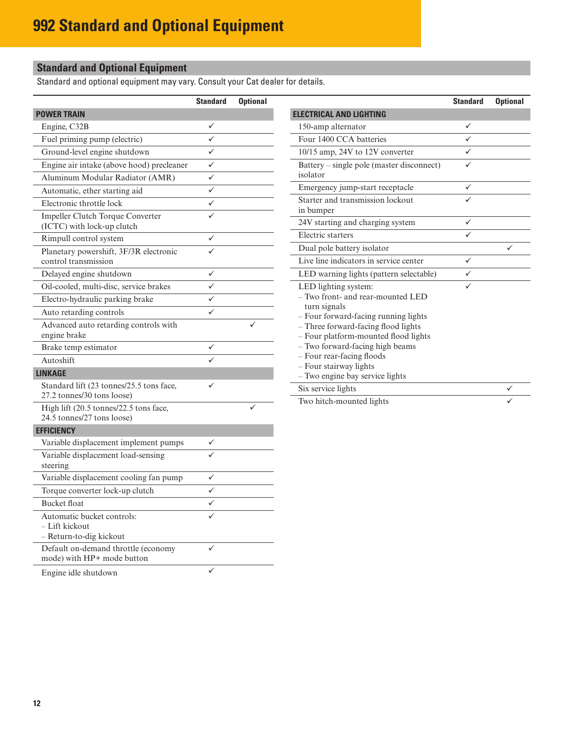# 992 Standard and Optional Equipment

## Standard and Optional Equipment

Standard and optional equipment may vary. Consult your Cat dealer for details.

| | Standard | Optional |
|---|---|---|
| **POWER TRAIN** | | |
| Engine, C32B | ✓ | |
| Fuel priming pump (electric) | ✓ | |
| Ground-level engine shutdown | ✓ | |
| Engine air intake (above hood) precleaner | ✓ | |
| Aluminum Modular Radiator (AMR) | ✓ | |
| Automatic, ether starting aid | ✓ | |
| Electronic throttle lock | ✓ | |
| Impeller Clutch Torque Converter (ICTC) with lock-up clutch | ✓ | |
| Rimpull control system | ✓ | |
| Planetary powershift, 3F/3R electronic control transmission | ✓ | |
| Delayed engine shutdown | ✓ | |
| Oil-cooled, multi-disc, service brakes | ✓ | |
| Electro-hydraulic parking brake | ✓ | |
| Auto retarding controls | ✓ | |
| Advanced auto retarding controls with engine brake | | ✓ |
| Brake temp estimator | ✓ | |
| Autoshift | ✓ | |
| **LINKAGE** | | |
| Standard lift (23 tonnes/25.5 tons face, 27.2 tonnes/30 tons loose) | ✓ | |
| High lift (20.5 tonnes/22.5 tons face, 24.5 tonnes/27 tons loose) | | ✓ |
| **EFFICIENCY** | | |
| Variable displacement implement pumps | ✓ | |
| Variable displacement load-sensing steering | ✓ | |
| Variable displacement cooling fan pump | ✓ | |
| Torque converter lock-up clutch | ✓ | |
| Bucket float | ✓ | |
| Automatic bucket controls:<br>– Lift kickout<br>– Return-to-dig kickout | ✓ | |
| Default on-demand throttle (economy mode) with HP+ mode button | ✓ | |
| Engine idle shutdown | ✓ | |

| | Standard | Optional |
|---|---|---|
| **ELECTRICAL AND LIGHTING** | | |
| 150-amp alternator | ✓ | |
| Four 1400 CCA batteries | ✓ | |
| 10/15 amp, 24V to 12V converter | ✓ | |
| Battery – single pole (master disconnect) isolator | ✓ | |
| Emergency jump-start receptacle | ✓ | |
| Starter and transmission lockout in bumper | ✓ | |
| 24V starting and charging system | ✓ | |
| Electric starters | ✓ | |
| Dual pole battery isolator | | ✓ |
| Live line indicators in service center | ✓ | |
| LED warning lights (pattern selectable) | ✓ | |
| LED lighting system:<br>– Two front- and rear-mounted LED turn signals<br>– Four forward-facing running lights<br>– Three forward-facing flood lights<br>– Four platform-mounted flood lights<br>– Two forward-facing high beams<br>– Four rear-facing floods<br>– Four stairway lights<br>– Two engine bay service lights | ✓ | |
| Six service lights | | ✓ |
| Two hitch-mounted lights | | ✓ |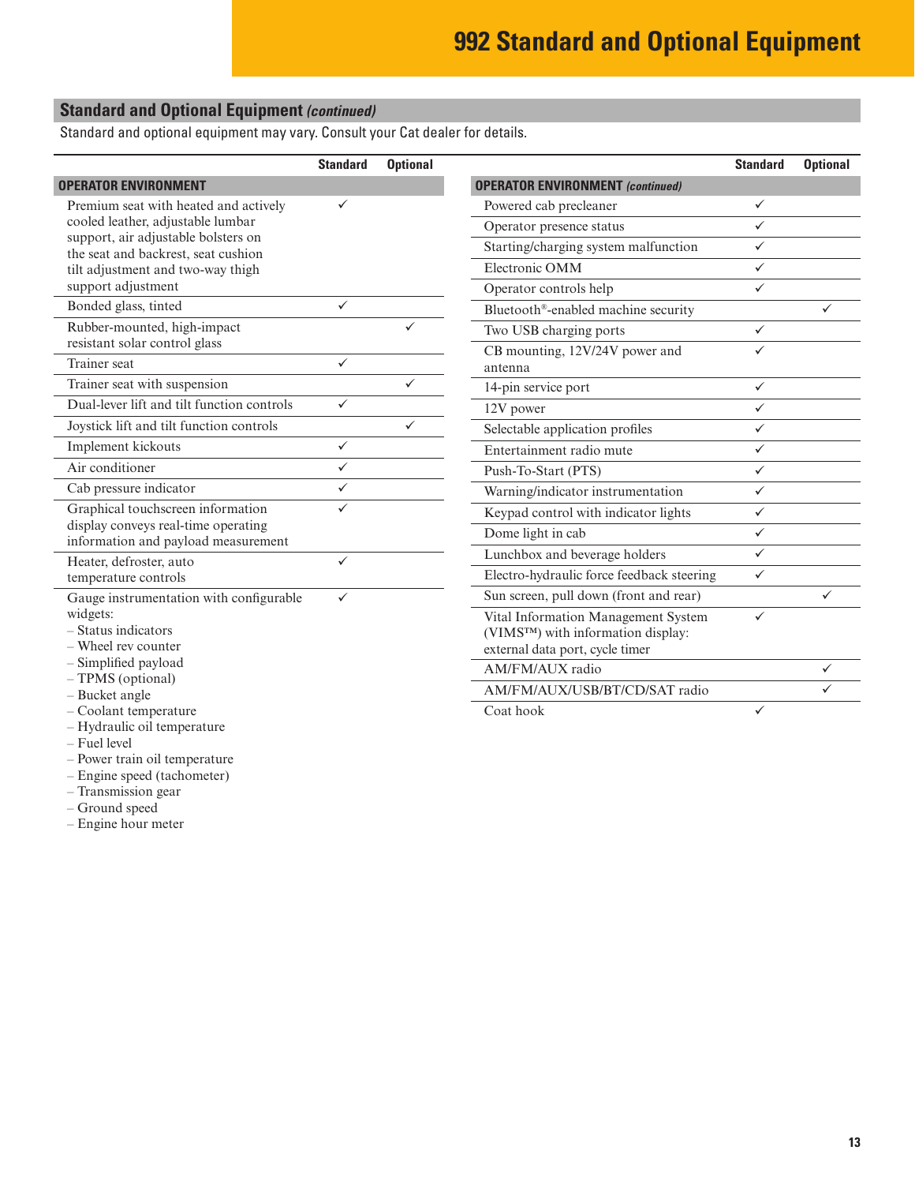# 992 Standard and Optional Equipment

## Standard and Optional Equipment *(continued)*

Standard and optional equipment may vary. Consult your Cat dealer for details.

| | Standard | Optional |
|---|---|---|
| **OPERATOR ENVIRONMENT** | | |
| Premium seat with heated and actively cooled leather, adjustable lumbar support, air adjustable bolsters on the seat and backrest, seat cushion tilt adjustment and two-way thigh support adjustment | ✓ | |
| Bonded glass, tinted | ✓ | |
| Rubber-mounted, high-impact resistant solar control glass | | ✓ |
| Trainer seat | ✓ | |
| Trainer seat with suspension | | ✓ |
| Dual-lever lift and tilt function controls | ✓ | |
| Joystick lift and tilt function controls | | ✓ |
| Implement kickouts | ✓ | |
| Air conditioner | ✓ | |
| Cab pressure indicator | ✓ | |
| Graphical touchscreen information display conveys real-time operating information and payload measurement | ✓ | |
| Heater, defroster, auto temperature controls | ✓ | |
| Gauge instrumentation with configurable widgets: – Status indicators – Wheel rev counter – Simplified payload – TPMS (optional) – Bucket angle – Coolant temperature – Hydraulic oil temperature – Fuel level – Power train oil temperature – Engine speed (tachometer) – Transmission gear – Ground speed – Engine hour meter | ✓ | |

| | Standard | Optional |
|---|---|---|
| **OPERATOR ENVIRONMENT** *(continued)* | | |
| Powered cab precleaner | ✓ | |
| Operator presence status | ✓ | |
| Starting/charging system malfunction | ✓ | |
| Electronic OMM | ✓ | |
| Operator controls help | ✓ | |
| Bluetooth®-enabled machine security | | ✓ |
| Two USB charging ports | ✓ | |
| CB mounting, 12V/24V power and antenna | ✓ | |
| 14-pin service port | ✓ | |
| 12V power | ✓ | |
| Selectable application profiles | ✓ | |
| Entertainment radio mute | ✓ | |
| Push-To-Start (PTS) | ✓ | |
| Warning/indicator instrumentation | ✓ | |
| Keypad control with indicator lights | ✓ | |
| Dome light in cab | ✓ | |
| Lunchbox and beverage holders | ✓ | |
| Electro-hydraulic force feedback steering | ✓ | |
| Sun screen, pull down (front and rear) | | ✓ |
| Vital Information Management System (VIMS™) with information display: external data port, cycle timer | ✓ | |
| AM/FM/AUX radio | | ✓ |
| AM/FM/AUX/USB/BT/CD/SAT radio | | ✓ |
| Coat hook | ✓ | |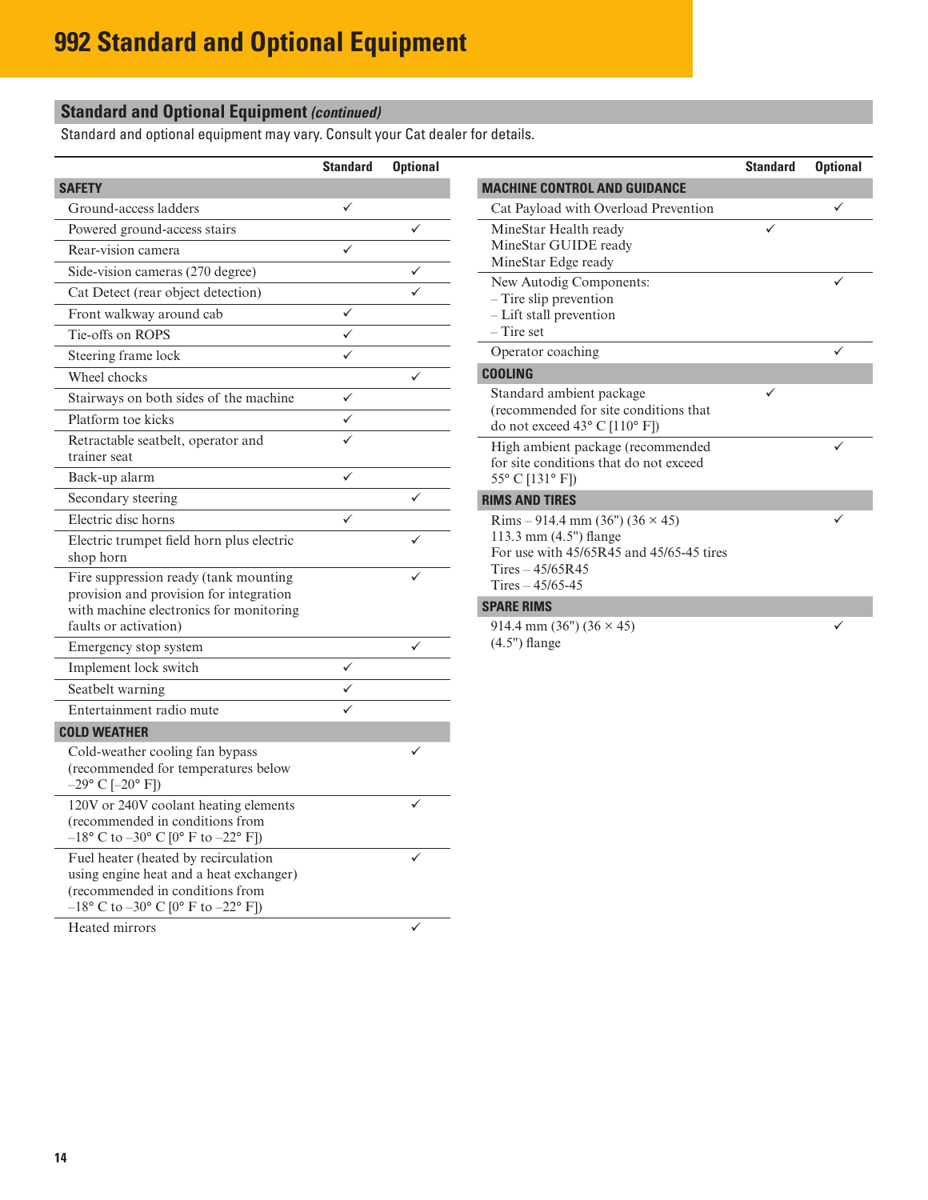# 992 Standard and Optional Equipment

## Standard and Optional Equipment *(continued)*

Standard and optional equipment may vary. Consult your Cat dealer for details.

| | Standard | Optional |
|---|---|---|
| **SAFETY** | | |
| Ground-access ladders | ✓ | |
| Powered ground-access stairs | | ✓ |
| Rear-vision camera | ✓ | |
| Side-vision cameras (270 degree) | | ✓ |
| Cat Detect (rear object detection) | | ✓ |
| Front walkway around cab | ✓ | |
| Tie-offs on ROPS | ✓ | |
| Steering frame lock | ✓ | |
| Wheel chocks | | ✓ |
| Stairways on both sides of the machine | ✓ | |
| Platform toe kicks | ✓ | |
| Retractable seatbelt, operator and trainer seat | ✓ | |
| Back-up alarm | ✓ | |
| Secondary steering | | ✓ |
| Electric disc horns | ✓ | |
| Electric trumpet field horn plus electric shop horn | | ✓ |
| Fire suppression ready (tank mounting provision and provision for integration with machine electronics for monitoring faults or activation) | | ✓ |
| Emergency stop system | | ✓ |
| Implement lock switch | ✓ | |
| Seatbelt warning | ✓ | |
| Entertainment radio mute | ✓ | |
| **COLD WEATHER** | | |
| Cold-weather cooling fan bypass (recommended for temperatures below –29° C [–20° F]) | | ✓ |
| 120V or 240V coolant heating elements (recommended in conditions from –18° C to –30° C [0° F to –22° F]) | | ✓ |
| Fuel heater (heated by recirculation using engine heat and a heat exchanger) (recommended in conditions from –18° C to –30° C [0° F to –22° F]) | | ✓ |
| Heated mirrors | | ✓ |

| | Standard | Optional |
|---|---|---|
| **MACHINE CONTROL AND GUIDANCE** | | |
| Cat Payload with Overload Prevention | | ✓ |
| MineStar Health ready<br>MineStar GUIDE ready<br>MineStar Edge ready | ✓ | |
| New Autodig Components:<br>– Tire slip prevention<br>– Lift stall prevention<br>– Tire set | | ✓ |
| Operator coaching | | ✓ |
| **COOLING** | | |
| Standard ambient package (recommended for site conditions that do not exceed 43° C [110° F]) | ✓ | |
| High ambient package (recommended for site conditions that do not exceed 55° C [131° F]) | | ✓ |
| **RIMS AND TIRES** | | |
| Rims – 914.4 mm (36") (36 × 45) 113.3 mm (4.5") flange<br>For use with 45/65R45 and 45/65-45 tires<br>Tires – 45/65R45<br>Tires – 45/65-45 | | ✓ |
| **SPARE RIMS** | | |
| 914.4 mm (36") (36 × 45) (4.5") flange | | ✓ |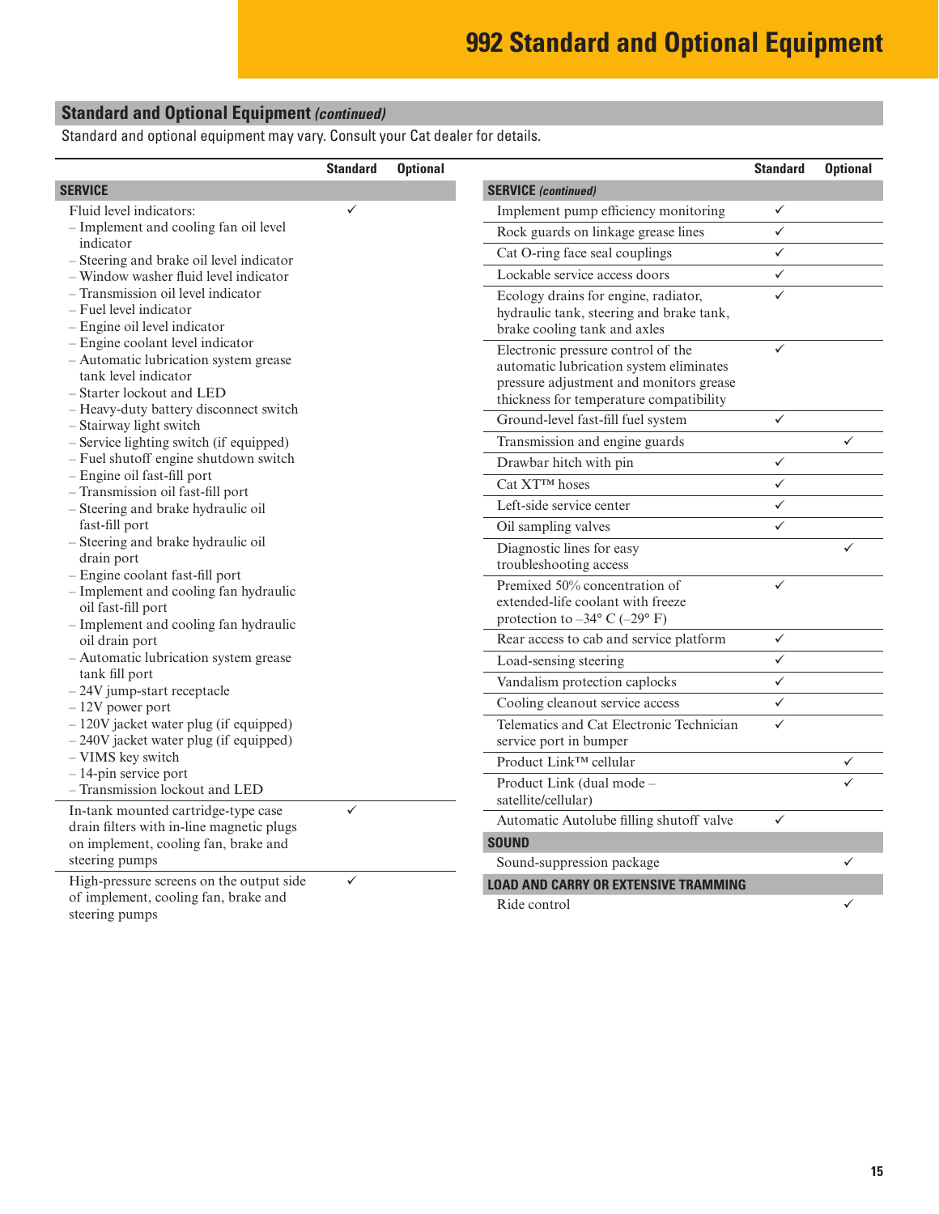# 992 Standard and Optional Equipment

## Standard and Optional Equipment *(continued)*

Standard and optional equipment may vary. Consult your Cat dealer for details.

| | Standard | Optional |
|---|---|---|
| **SERVICE** | | |
| Fluid level indicators:<br>– Implement and cooling fan oil level indicator<br>– Steering and brake oil level indicator<br>– Window washer fluid level indicator<br>– Transmission oil level indicator<br>– Fuel level indicator<br>– Engine oil level indicator<br>– Engine coolant level indicator<br>– Automatic lubrication system grease tank level indicator<br>– Starter lockout and LED<br>– Heavy-duty battery disconnect switch<br>– Stairway light switch<br>– Service lighting switch (if equipped)<br>– Fuel shutoff engine shutdown switch<br>– Engine oil fast-fill port<br>– Transmission oil fast-fill port<br>– Steering and brake hydraulic oil fast-fill port<br>– Steering and brake hydraulic oil drain port<br>– Engine coolant fast-fill port<br>– Implement and cooling fan hydraulic oil fast-fill port<br>– Implement and cooling fan hydraulic oil drain port<br>– Automatic lubrication system grease tank fill port<br>– 24V jump-start receptacle<br>– 12V power port<br>– 120V jacket water plug (if equipped)<br>– 240V jacket water plug (if equipped)<br>– VIMS key switch<br>– 14-pin service port<br>– Transmission lockout and LED | ✓ | |
| In-tank mounted cartridge-type case drain filters with in-line magnetic plugs on implement, cooling fan, brake and steering pumps | ✓ | |
| High-pressure screens on the output side of implement, cooling fan, brake and steering pumps | ✓ | |
| **SERVICE** *(continued)* | | |
| Implement pump efficiency monitoring | ✓ | |
| Rock guards on linkage grease lines | ✓ | |
| Cat O-ring face seal couplings | ✓ | |
| Lockable service access doors | ✓ | |
| Ecology drains for engine, radiator, hydraulic tank, steering and brake tank, brake cooling tank and axles | ✓ | |
| Electronic pressure control of the automatic lubrication system eliminates pressure adjustment and monitors grease thickness for temperature compatibility | ✓ | |
| Ground-level fast-fill fuel system | ✓ | |
| Transmission and engine guards | | ✓ |
| Drawbar hitch with pin | ✓ | |
| Cat XT™ hoses | ✓ | |
| Left-side service center | ✓ | |
| Oil sampling valves | ✓ | |
| Diagnostic lines for easy troubleshooting access | | ✓ |
| Premixed 50% concentration of extended-life coolant with freeze protection to –34° C (–29° F) | ✓ | |
| Rear access to cab and service platform | ✓ | |
| Load-sensing steering | ✓ | |
| Vandalism protection caplocks | ✓ | |
| Cooling cleanout service access | ✓ | |
| Telematics and Cat Electronic Technician service port in bumper | ✓ | |
| Product Link™ cellular | | ✓ |
| Product Link (dual mode – satellite/cellular) | | ✓ |
| Automatic Autolube filling shutoff valve | ✓ | |
| **SOUND** | | |
| Sound-suppression package | | ✓ |
| **LOAD AND CARRY OR EXTENSIVE TRAMMING** | | |
| Ride control | | ✓ |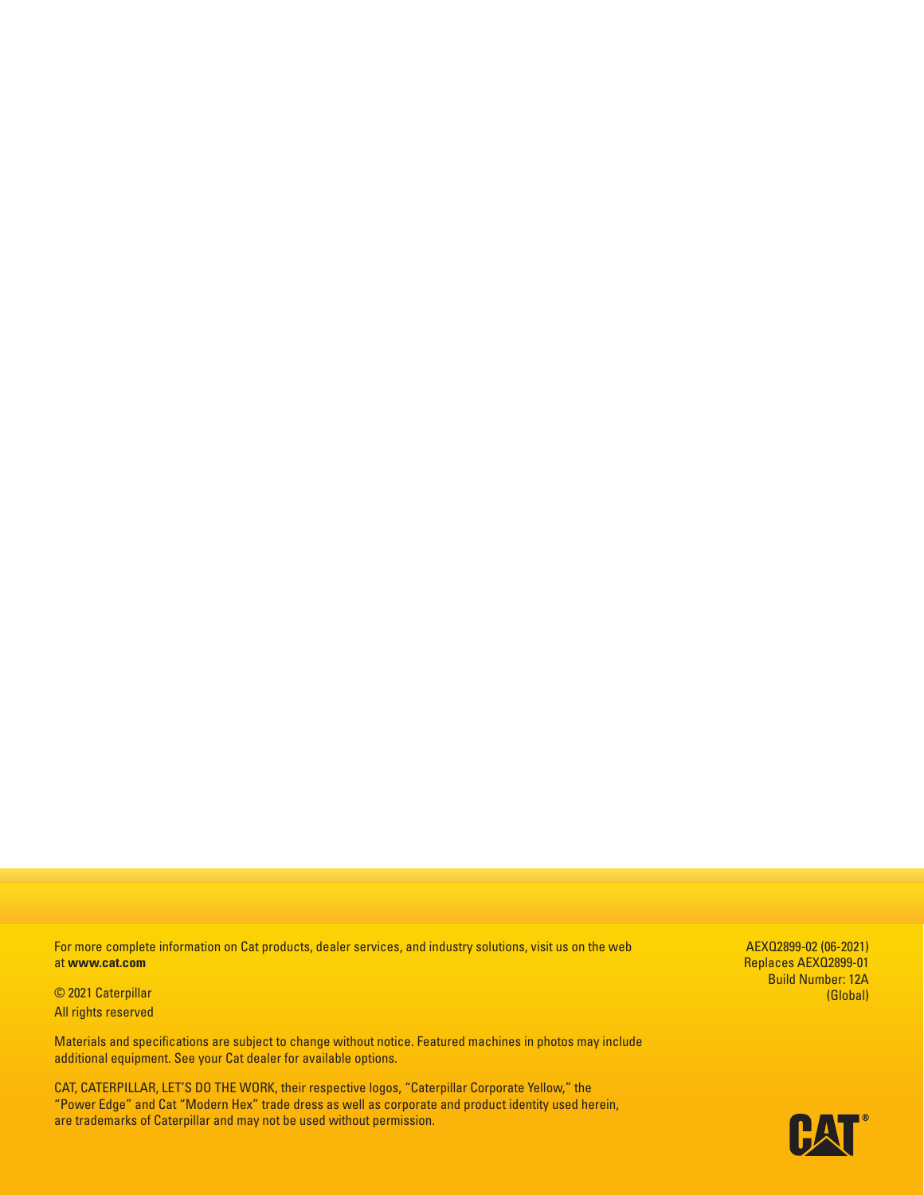For more complete information on Cat products, dealer services, and industry solutions, visit us on the web at **www.cat.com**

© 2021 Caterpillar
All rights reserved

Materials and specifications are subject to change without notice. Featured machines in photos may include additional equipment. See your Cat dealer for available options.

CAT, CATERPILLAR, LET'S DO THE WORK, their respective logos, "Caterpillar Corporate Yellow," the "Power Edge" and Cat "Modern Hex" trade dress as well as corporate and product identity used herein, are trademarks of Caterpillar and may not be used without permission.

AEXQ2899-02 (06-2021)
Replaces AEXQ2899-01
Build Number: 12A
(Global)